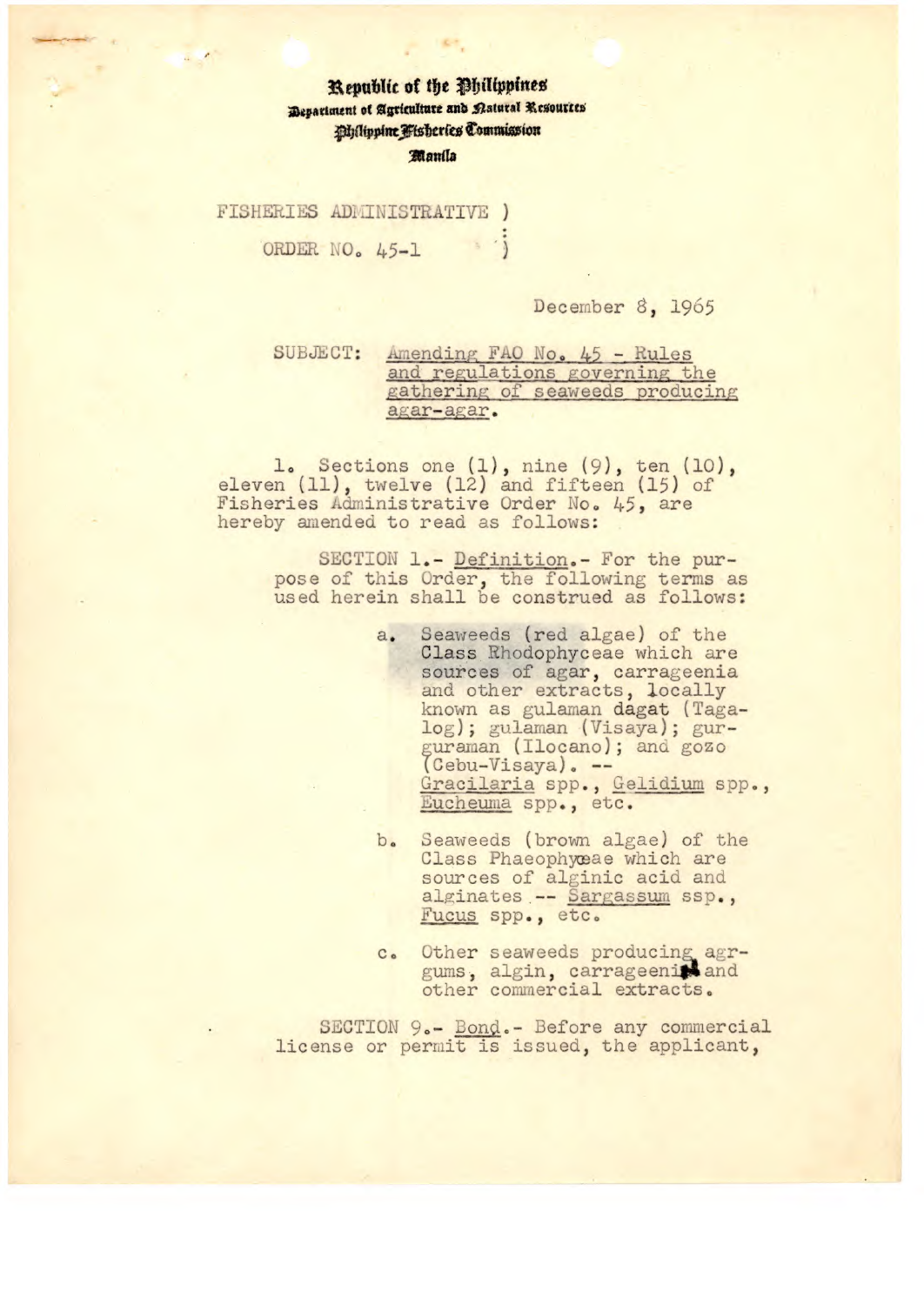**Republic of the Philippines**
**Department of Agriculture and Natural Resources**
**Philippine Fisheries Commission**
**Manila**

FISHERIES ADMINISTRATIVE )
ORDER NO. 45-1 )

December 8, 1965

SUBJECT: <u>Amending FAO No. 45 - Rules and regulations governing the gathering of seaweeds producing agar-agar.</u>

1. Sections one (1), nine (9), ten (10), eleven (11), twelve (12) and fifteen (15) of Fisheries Administrative Order No. 45, are hereby amended to read as follows:

SECTION 1.- <u>Definition</u>.- For the purpose of this Order, the following terms as used herein shall be construed as follows:

a. Seaweeds (red algae) of the Class Rhodophyceae which are sources of agar, carrageenia and other extracts, locally known as gulaman dagat (Tagalog); gulaman (Visaya); gurguraman (Ilocano); and gozo (Cebu-Visaya). -- <u>Gracilaria</u> spp., <u>Gelidium</u> spp., <u>Eucheuma</u> spp., etc.

b. Seaweeds (brown algae) of the Class Phaeophyceae which are sources of alginic acid and alginates -- <u>Sargassum</u> ssp., <u>Fucus</u> spp., etc.

c. Other seaweeds producing agr-gums, algin, carrageenin and other commercial extracts.

SECTION 9.- <u>Bond</u>.- Before any commercial license or permit is issued, the applicant,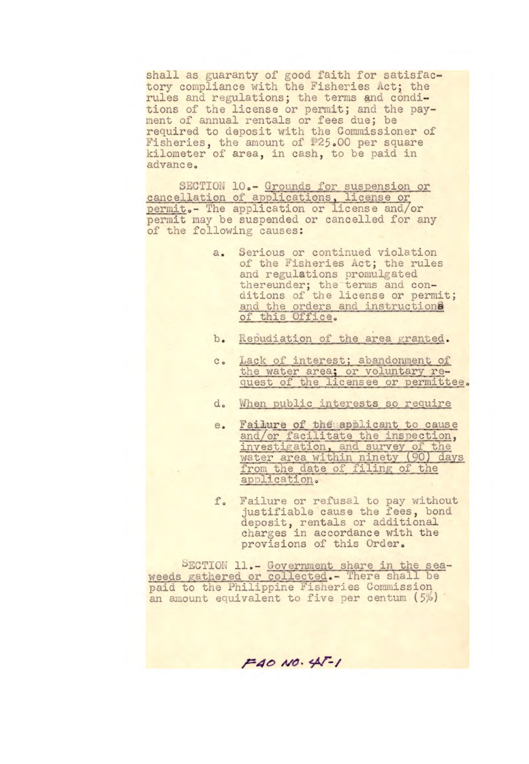shall as guaranty of good faith for satisfactory compliance with the Fisheries Act; the rules and regulations; the terms and conditions of the license or permit; and the payment of annual rentals or fees due; be required to deposit with the Commissioner of Fisheries, the amount of ₱25.00 per square kilometer of area, in cash, to be paid in advance.

SECTION 10.- Grounds for suspension or cancellation of applications, license or permit.- The application or license and/or permit may be suspended or cancelled for any of the following causes:

a. Serious or continued violation of the Fisheries Act; the rules and regulations promulgated thereunder; the terms and conditions of the license or permit; and the orders and instructions of this Office.

b. Repudiation of the area granted.

c. Lack of interest; abandonment of the water area; or voluntary request of the licensee or permittee.

d. When public interests so require

e. Failure of the applicant to cause and/or facilitate the inspection, investigation, and survey of the water area within ninety (90) days from the date of filing of the application.

f. Failure or refusal to pay without justifiable cause the fees, bond deposit, rentals or additional charges in accordance with the provisions of this Order.

SECTION 11.- Government share in the seaweeds gathered or collected.- There shall be paid to the Philippine Fisheries Commission an amount equivalent to five per centum (5%)

FAO NO. 45-1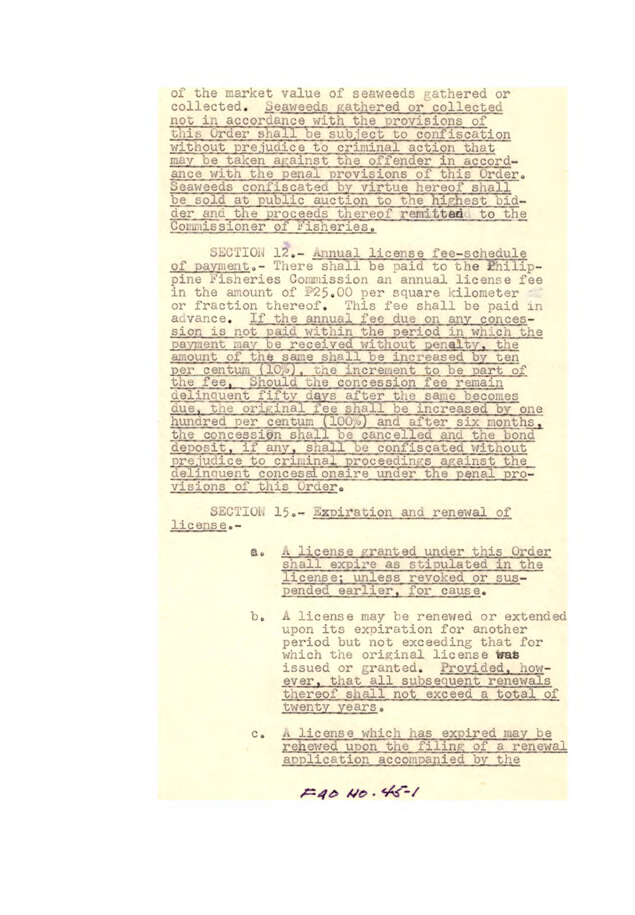of the market value of seaweeds gathered or collected. Seaweeds gathered or collected not in accordance with the provisions of this Order shall be subject to confiscation without prejudice to criminal action that may be taken against the offender in accordance with the penal provisions of this Order. Seaweeds confiscated by virtue hereof shall be sold at public auction to the highest bidder and the proceeds thereof remitted to the Commissioner of Fisheries.

SECTION 12.- Annual license fee-schedule of payment.- There shall be paid to the Philippine Fisheries Commission an annual license fee in the amount of ₱25.00 per square kilometer or fraction thereof. This fee shall be paid in advance. If the annual fee due on any concession is not paid within the period in which the payment may be received without penalty, the amount of the same shall be increased by ten per centum (10%), the increment to be part of the fee. Should the concession fee remain delinquent fifty days after the same becomes due, the original fee shall be increased by one hundred per centum (100%) and after six months, the concession shall be cancelled and the bond deposit, if any, shall be confiscated without prejudice to criminal proceedings against the delinquent concessionaire under the penal provisions of this Order.

SECTION 15.- Expiration and renewal of license.-

a. A license granted under this Order shall expire as stipulated in the license; unless revoked or suspended earlier, for cause.

b. A license may be renewed or extended upon its expiration for another period but not exceeding that for which the original license was issued or granted. Provided, however, that all subsequent renewals thereof shall not exceed a total of twenty years.

c. A license which has expired may be renewed upon the filing of a renewal application accompanied by the

FAO NO. 45-1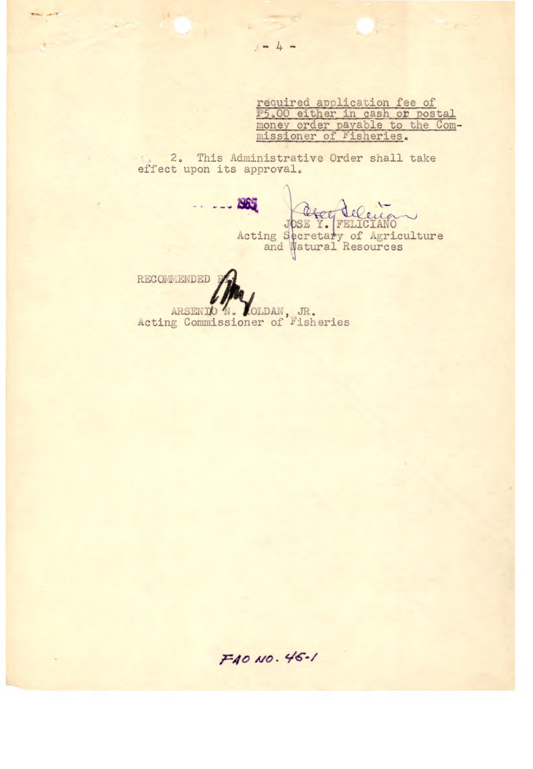required application fee of ₱5.00 either in cash or postal money order payable to the Commissioner of Fisheries.

2. This Administrative Order shall take effect upon its approval.

1965

JOSE Y. FELICIANO
Acting Secretary of Agriculture and Natural Resources

RECOMMENDED BY:

ARSENIO N. ROLDAN, JR.
Acting Commissioner of Fisheries

FAO NO. 45-1